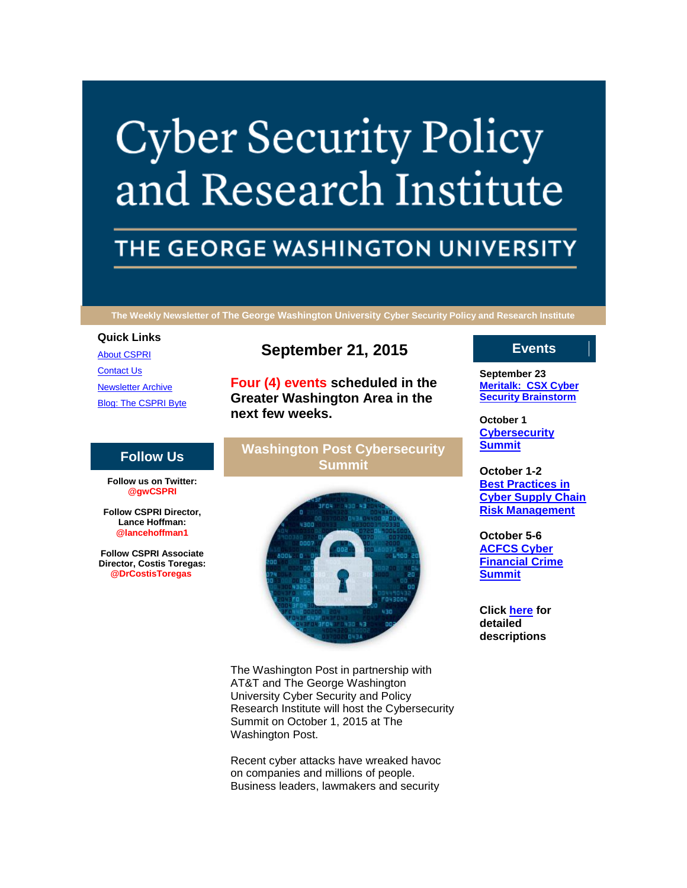# Cyber Security Policy and Research Institute

## THE GEORGE WASHINGTON UNIVERSITY

**The Weekly Newsletter of The George Washington University Cyber Security Policy and Research Institute**

**Quick Links**

[About CSPRI](#)
[Contact Us](#)
[Newsletter Archive](#)
[Blog: The CSPRI Byte](#)

## Follow Us

**Follow us on Twitter: @gwCSPRI**

**Follow CSPRI Director, Lance Hoffman: @lancehoffman1**

**Follow CSPRI Associate Director, Costis Toregas: @DrCostisToregas**

## September 21, 2015

**Four (4) events scheduled in the Greater Washington Area in the next few weeks.**

## Washington Post Cybersecurity Summit

The Washington Post in partnership with AT&T and The George Washington University Cyber Security and Policy Research Institute will host the Cybersecurity Summit on October 1, 2015 at The Washington Post.

Recent cyber attacks have wreaked havoc on companies and millions of people. Business leaders, lawmakers and security

## Events

**September 23**
**[Meritalk: CSX Cyber Security Brainstorm](#)**

**October 1**
**[Cybersecurity Summit](#)**

**October 1-2**
**[Best Practices in Cyber Supply Chain Risk Management](#)**

**October 5-6**
**[ACFCS Cyber Financial Crime Summit](#)**

**Click [here](#) for detailed descriptions**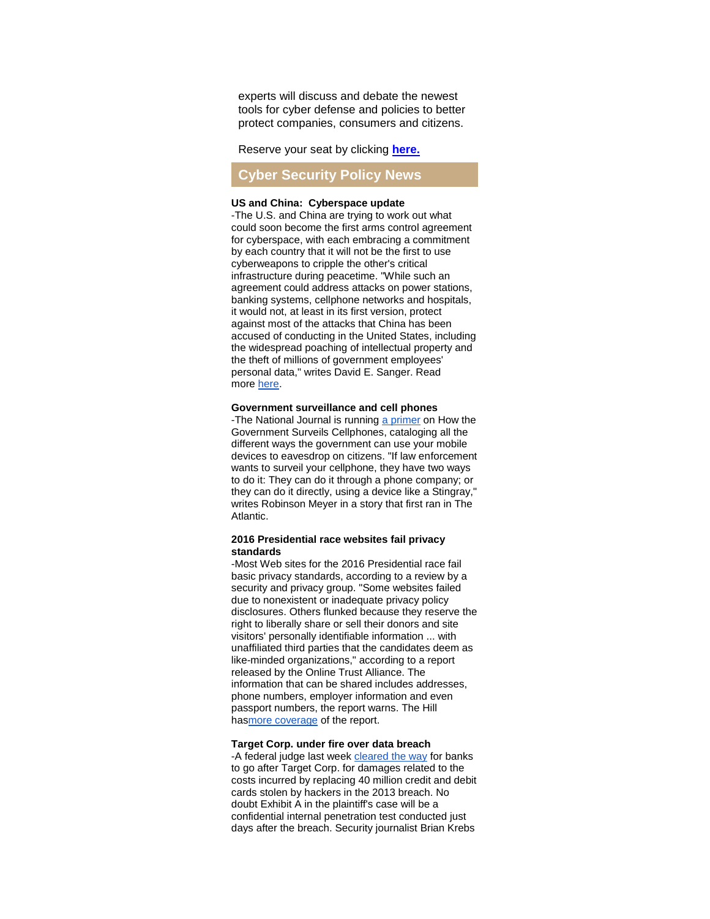experts will discuss and debate the newest tools for cyber defense and policies to better protect companies, consumers and citizens.

Reserve your seat by clicking **here.**

## Cyber Security Policy News

**US and China: Cyberspace update**

-The U.S. and China are trying to work out what could soon become the first arms control agreement for cyberspace, with each embracing a commitment by each country that it will not be the first to use cyberweapons to cripple the other's critical infrastructure during peacetime. "While such an agreement could address attacks on power stations, banking systems, cellphone networks and hospitals, it would not, at least in its first version, protect against most of the attacks that China has been accused of conducting in the United States, including the widespread poaching of intellectual property and the theft of millions of government employees' personal data," writes David E. Sanger. Read more here.

**Government surveillance and cell phones**

-The National Journal is running a primer on How the Government Surveils Cellphones, cataloging all the different ways the government can use your mobile devices to eavesdrop on citizens. "If law enforcement wants to surveil your cellphone, they have two ways to do it: They can do it through a phone company; or they can do it directly, using a device like a Stingray," writes Robinson Meyer in a story that first ran in The Atlantic.

**2016 Presidential race websites fail privacy standards**

-Most Web sites for the 2016 Presidential race fail basic privacy standards, according to a review by a security and privacy group. "Some websites failed due to nonexistent or inadequate privacy policy disclosures. Others flunked because they reserve the right to liberally share or sell their donors and site visitors' personally identifiable information ... with unaffiliated third parties that the candidates deem as like-minded organizations," according to a report released by the Online Trust Alliance. The information that can be shared includes addresses, phone numbers, employer information and even passport numbers, the report warns. The Hill hasmore coverage of the report.

**Target Corp. under fire over data breach**

-A federal judge last week cleared the way for banks to go after Target Corp. for damages related to the costs incurred by replacing 40 million credit and debit cards stolen by hackers in the 2013 breach. No doubt Exhibit A in the plaintiff's case will be a confidential internal penetration test conducted just days after the breach. Security journalist Brian Krebs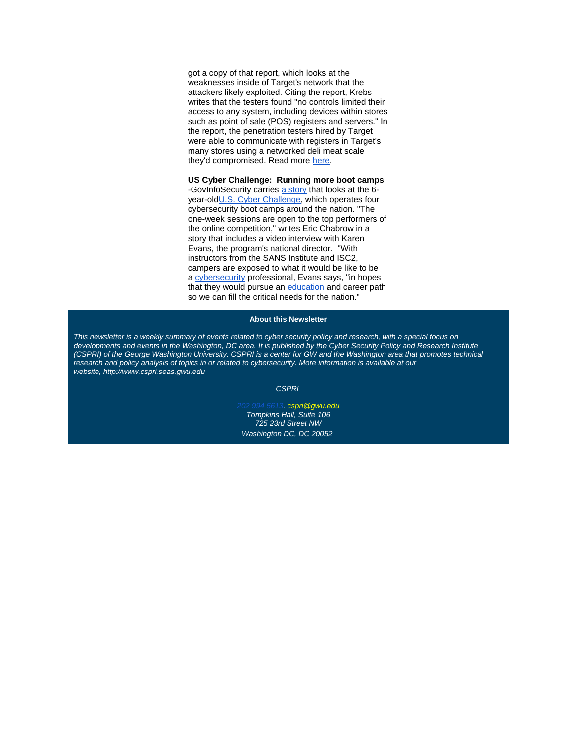got a copy of that report, which looks at the weaknesses inside of Target's network that the attackers likely exploited. Citing the report, Krebs writes that the testers found "no controls limited their access to any system, including devices within stores such as point of sale (POS) registers and servers." In the report, the penetration testers hired by Target were able to communicate with registers in Target's many stores using a networked deli meat scale they'd compromised. Read more here.

**US Cyber Challenge: Running more boot camps** -GovInfoSecurity carries a story that looks at the 6-year-oldU.S. Cyber Challenge, which operates four cybersecurity boot camps around the nation. "The one-week sessions are open to the top performers of the online competition," writes Eric Chabrow in a story that includes a video interview with Karen Evans, the program's national director. "With instructors from the SANS Institute and ISC2, campers are exposed to what it would be like to be a cybersecurity professional, Evans says, "in hopes that they would pursue an education and career path so we can fill the critical needs for the nation."

**About this Newsletter**

*This newsletter is a weekly summary of events related to cyber security policy and research, with a special focus on developments and events in the Washington, DC area. It is published by the Cyber Security Policy and Research Institute (CSPRI) of the George Washington University. CSPRI is a center for GW and the Washington area that promotes technical research and policy analysis of topics in or related to cybersecurity. More information is available at our website, http://www.cspri.seas.gwu.edu*

*CSPRI*

*202 994 5613, cspri@gwu.edu*
*Tompkins Hall, Suite 106*
*725 23rd Street NW*
*Washington DC, DC 20052*